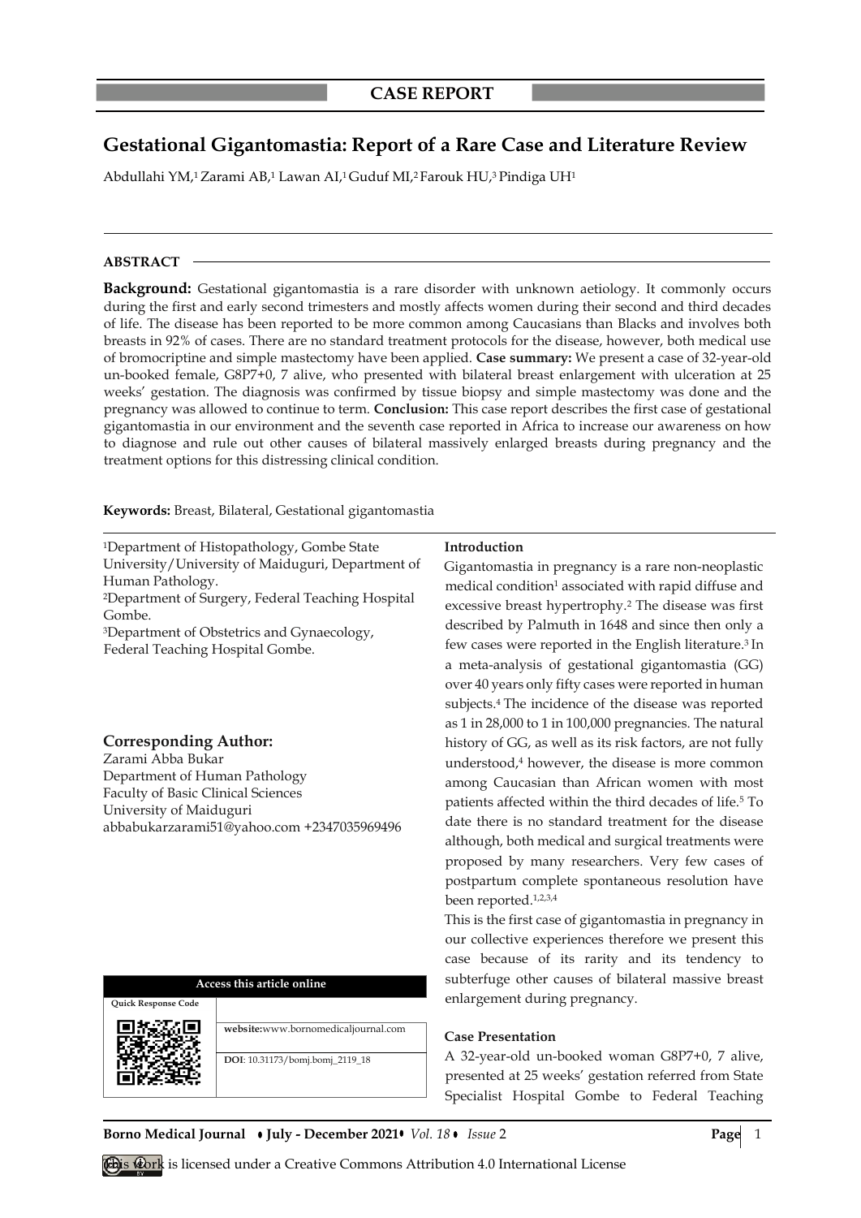CASE REPORT

# Gestational Gigantomastia: Report of a Rare Case and Literature Review

Abdullahi YM,[1] Zarami AB,[1] Lawan AI,[1] Guduf MI,[2] Farouk HU,[3] Pindiga UH[1]

## ABSTRACT

**Background:** Gestational gigantomastia is a rare disorder with unknown aetiology. It commonly occurs during the first and early second trimesters and mostly affects women during their second and third decades of life. The disease has been reported to be more common among Caucasians than Blacks and involves both breasts in 92% of cases. There are no standard treatment protocols for the disease, however, both medical use of bromocriptine and simple mastectomy have been applied. **Case summary:** We present a case of 32-year-old un-booked female, G8P7+0, 7 alive, who presented with bilateral breast enlargement with ulceration at 25 weeks' gestation. The diagnosis was confirmed by tissue biopsy and simple mastectomy was done and the pregnancy was allowed to continue to term. **Conclusion:** This case report describes the first case of gestational gigantomastia in our environment and the seventh case reported in Africa to increase our awareness on how to diagnose and rule out other causes of bilateral massively enlarged breasts during pregnancy and the treatment options for this distressing clinical condition.

**Keywords:** Breast, Bilateral, Gestational gigantomastia

[1]Department of Histopathology, Gombe State University/University of Maiduguri, Department of Human Pathology.
[2]Department of Surgery, Federal Teaching Hospital Gombe.
[3]Department of Obstetrics and Gynaecology, Federal Teaching Hospital Gombe.

**Corresponding Author:**
Zarami Abba Bukar
Department of Human Pathology
Faculty of Basic Clinical Sciences
University of Maiduguri
abbabukarzarami51@yahoo.com +2347035969496

| Access this article online | |
|---|---|
| Quick Response Code | |
| | **website:** www.bornomedicaljournal.com |
| | **DOI**: 10.31173/bomj.bomj_2119_18 |

## Introduction

Gigantomastia in pregnancy is a rare non-neoplastic medical condition[1] associated with rapid diffuse and excessive breast hypertrophy.[2] The disease was first described by Palmuth in 1648 and since then only a few cases were reported in the English literature.[3] In a meta-analysis of gestational gigantomastia (GG) over 40 years only fifty cases were reported in human subjects.[4] The incidence of the disease was reported as 1 in 28,000 to 1 in 100,000 pregnancies. The natural history of GG, as well as its risk factors, are not fully understood,[4] however, the disease is more common among Caucasian than African women with most patients affected within the third decades of life.[5] To date there is no standard treatment for the disease although, both medical and surgical treatments were proposed by many researchers. Very few cases of postpartum complete spontaneous resolution have been reported.[1,2,3,4]

This is the first case of gigantomastia in pregnancy in our collective experiences therefore we present this case because of its rarity and its tendency to subterfuge other causes of bilateral massive breast enlargement during pregnancy.

## Case Presentation

A 32-year-old un-booked woman G8P7+0, 7 alive, presented at 25 weeks' gestation referred from State Specialist Hospital Gombe to Federal Teaching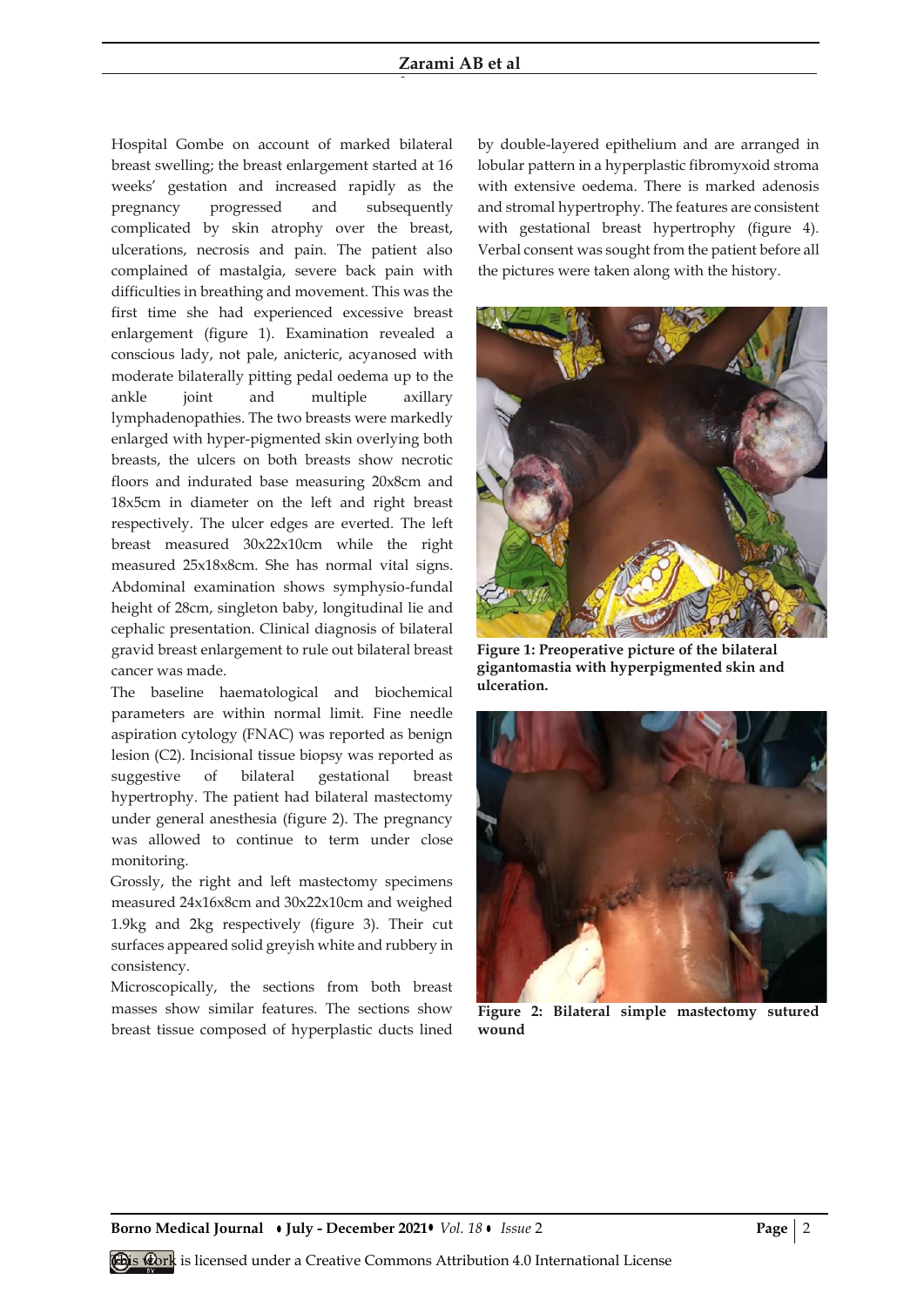Hospital Gombe on account of marked bilateral breast swelling; the breast enlargement started at 16 weeks' gestation and increased rapidly as the pregnancy progressed and subsequently complicated by skin atrophy over the breast, ulcerations, necrosis and pain. The patient also complained of mastalgia, severe back pain with difficulties in breathing and movement. This was the first time she had experienced excessive breast enlargement (figure 1). Examination revealed a conscious lady, not pale, anicteric, acyanosed with moderate bilaterally pitting pedal oedema up to the ankle joint and multiple axillary lymphadenopathies. The two breasts were markedly enlarged with hyper-pigmented skin overlying both breasts, the ulcers on both breasts show necrotic floors and indurated base measuring 20x8cm and 18x5cm in diameter on the left and right breast respectively. The ulcer edges are everted. The left breast measured 30x22x10cm while the right measured 25x18x8cm. She has normal vital signs. Abdominal examination shows symphysio-fundal height of 28cm, singleton baby, longitudinal lie and cephalic presentation. Clinical diagnosis of bilateral gravid breast enlargement to rule out bilateral breast cancer was made.

The baseline haematological and biochemical parameters are within normal limit. Fine needle aspiration cytology (FNAC) was reported as benign lesion (C2). Incisional tissue biopsy was reported as suggestive of bilateral gestational breast hypertrophy. The patient had bilateral mastectomy under general anesthesia (figure 2). The pregnancy was allowed to continue to term under close monitoring.

Grossly, the right and left mastectomy specimens measured 24x16x8cm and 30x22x10cm and weighed 1.9kg and 2kg respectively (figure 3). Their cut surfaces appeared solid greyish white and rubbery in consistency.

Microscopically, the sections from both breast masses show similar features. The sections show breast tissue composed of hyperplastic ducts lined by double-layered epithelium and are arranged in lobular pattern in a hyperplastic fibromyxoid stroma with extensive oedema. There is marked adenosis and stromal hypertrophy. The features are consistent with gestational breast hypertrophy (figure 4). Verbal consent was sought from the patient before all the pictures were taken along with the history.

**Figure 1: Preoperative picture of the bilateral gigantomastia with hyperpigmented skin and ulceration.**

**Figure 2: Bilateral simple mastectomy sutured wound**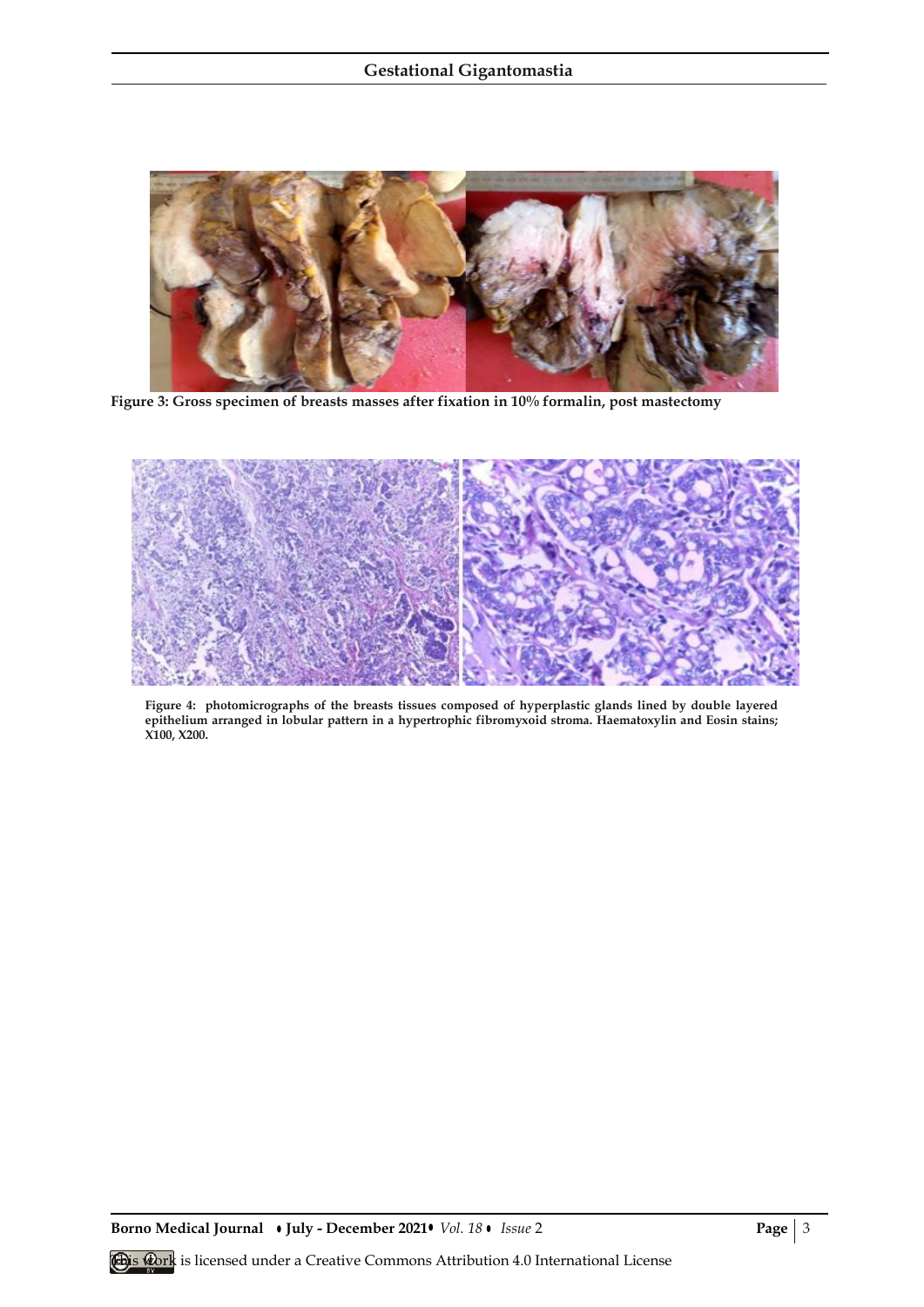Figure 3: Gross specimen of breasts masses after fixation in 10% formalin, post mastectomy

Figure 4: photomicrographs of the breasts tissues composed of hyperplastic glands lined by double layered epithelium arranged in lobular pattern in a hypertrophic fibromyxoid stroma. Haematoxylin and Eosin stains; X100, X200.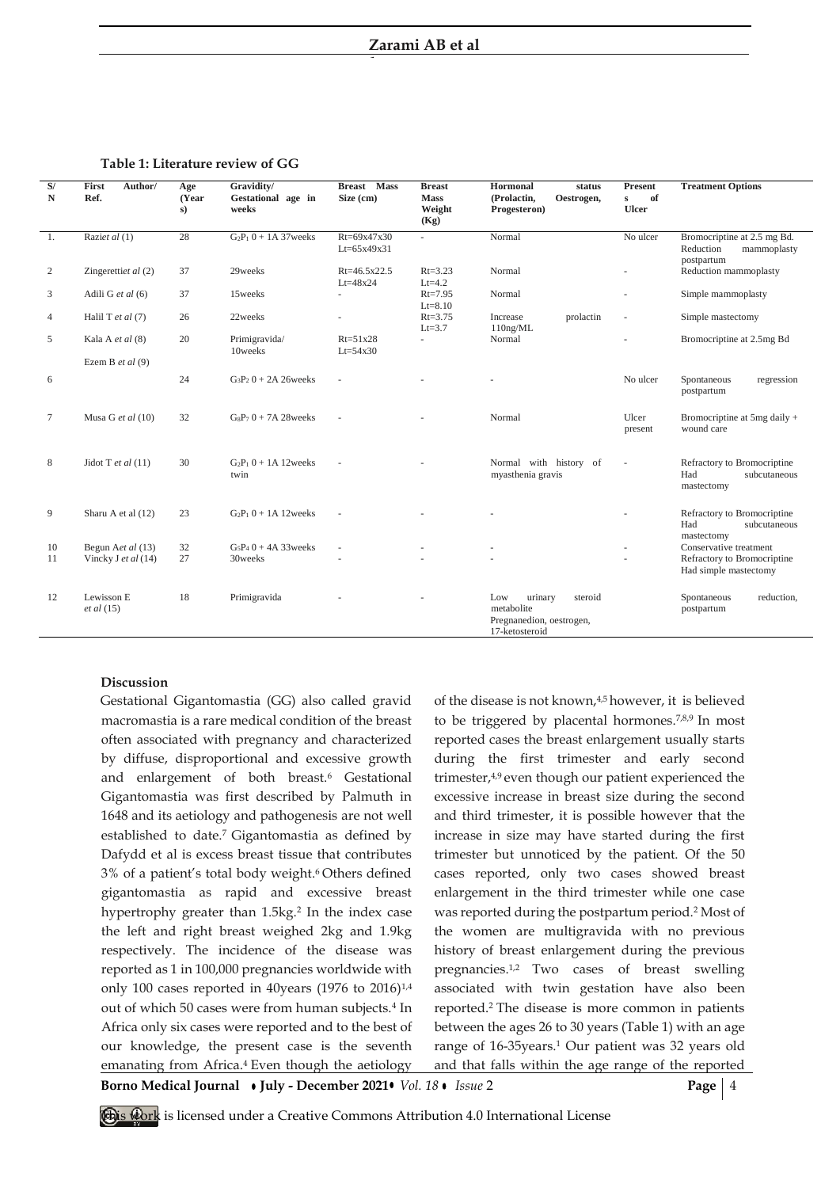**Table 1: Literature review of GG**

| S/N | First Author/ Ref. | Age (Years) | Gravidity/ Gestational age in weeks | Breast Mass Size (cm) | Breast Mass Weight (Kg) | Hormonal status (Prolactin, Oestrogen, Progesteron) | Presents of Ulcer | Treatment Options |
|---|---|---|---|---|---|---|---|---|
| 1. | Raziet al (1) | 28 | $G_2P_1$ 0 + 1A 37weeks | Rt=69x47x30 Lt=65x49x31 | - | Normal | No ulcer | Bromocriptine at 2.5 mg Bd. Reduction mammoplasty postpartum |
| 2 | Zingerettiet al (2) | 37 | 29weeks | Rt=46.5x22.5 Lt=48x24 | Rt=3.23 Lt=4.2 | Normal | - | Reduction mammoplasty |
| 3 | Adili G *et al* (6) | 37 | 15weeks | - | Rt=7.95 Lt=8.10 | Normal | - | Simple mammoplasty |
| 4 | Halil T *et al* (7) | 26 | 22weeks | - | Rt=3.75 Lt=3.7 | Increase prolactin 110ng/ML | - | Simple mastectomy |
| 5 | Kala A *et al* (8) | 20 | Primigravida/ 10weeks | Rt=51x28 Lt=54x30 | - | Normal | - | Bromocriptine at 2.5mg Bd |
| 6 | Ezem B *et al* (9) | 24 | $G_3P_2$ 0 + 2A 26weeks | - | - | - | No ulcer | Spontaneous regression postpartum |
| 7 | Musa G *et al* (10) | 32 | $G_8P_7$ 0 + 7A 28weeks | - | - | Normal | Ulcer present | Bromocriptine at 5mg daily + wound care |
| 8 | Jidot T *et al* (11) | 30 | $G_2P_1$ 0 + 1A 12weeks twin | - | - | Normal with history of myasthenia gravis | - | Refractory to Bromocriptine Had subcutaneous mastectomy |
| 9 | Sharu A et al (12) | 23 | $G_2P_1$ 0 + 1A 12weeks | - | - | - | - | Refractory to Bromocriptine Had subcutaneous mastectomy |
| 10 | Begun A*et al* (13) | 32 | $G_5P_4$ 0 + 4A 33weeks | - | - | - | - | Conservative treatment |
| 11 | Vincky J *et al* (14) | 27 | 30weeks | - | - | - | - | Refractory to Bromocriptine Had simple mastectomy |
| 12 | Lewisson E *et al* (15) | 18 | Primigravida | - | - | Low urinary steroid metabolite Pregnanedion, oestrogen, 17-ketosteroid | | Spontaneous reduction, postpartum |

**Discussion**

Gestational Gigantomastia (GG) also called gravid macromastia is a rare medical condition of the breast often associated with pregnancy and characterized by diffuse, disproportional and excessive growth and enlargement of both breast.[6] Gestational Gigantomastia was first described by Palmuth in 1648 and its aetiology and pathogenesis are not well established to date.[7] Gigantomastia as defined by Dafydd et al is excess breast tissue that contributes 3% of a patient's total body weight.[6] Others defined gigantomastia as rapid and excessive breast hypertrophy greater than 1.5kg.[2] In the index case the left and right breast weighed 2kg and 1.9kg respectively. The incidence of the disease was reported as 1 in 100,000 pregnancies worldwide with only 100 cases reported in 40years (1976 to 2016)[1,4] out of which 50 cases were from human subjects.[4] In Africa only six cases were reported and to the best of our knowledge, the present case is the seventh emanating from Africa.[4] Even though the aetiology of the disease is not known,[4,5] however, it is believed to be triggered by placental hormones.[7,8,9] In most reported cases the breast enlargement usually starts during the first trimester and early second trimester,[4,9] even though our patient experienced the excessive increase in breast size during the second and third trimester, it is possible however that the increase in size may have started during the first trimester but unnoticed by the patient. Of the 50 cases reported, only two cases showed breast enlargement in the third trimester while one case was reported during the postpartum period.[2] Most of the women are multigravida with no previous history of breast enlargement during the previous pregnancies.[1,2] Two cases of breast swelling associated with twin gestation have also been reported.[2] The disease is more common in patients between the ages 26 to 30 years (Table 1) with an age range of 16-35years.[1] Our patient was 32 years old and that falls within the age range of the reported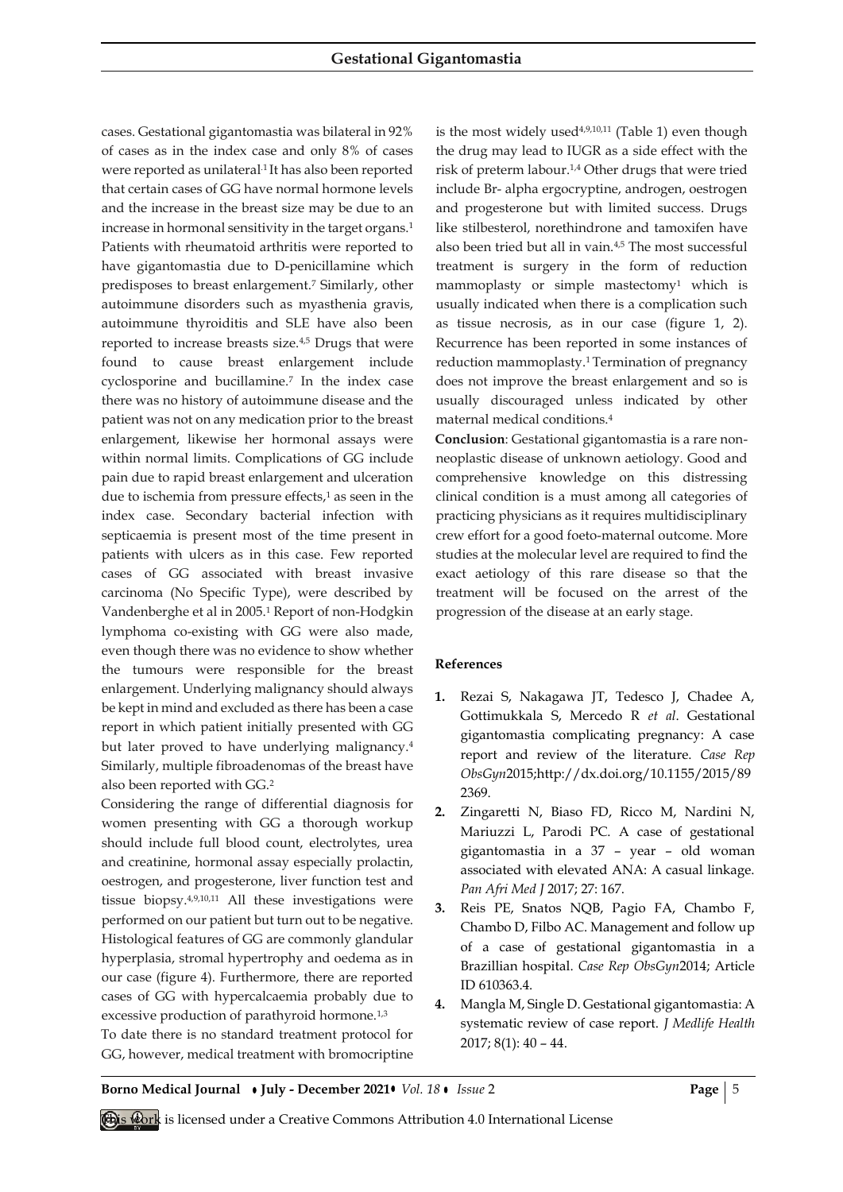cases. Gestational gigantomastia was bilateral in 92% of cases as in the index case and only 8% of cases were reported as unilateral.[1] It has also been reported that certain cases of GG have normal hormone levels and the increase in the breast size may be due to an increase in hormonal sensitivity in the target organs.[1] Patients with rheumatoid arthritis were reported to have gigantomastia due to D-penicillamine which predisposes to breast enlargement.[7] Similarly, other autoimmune disorders such as myasthenia gravis, autoimmune thyroiditis and SLE have also been reported to increase breasts size.[4,5] Drugs that were found to cause breast enlargement include cyclosporine and bucillamine.[7] In the index case there was no history of autoimmune disease and the patient was not on any medication prior to the breast enlargement, likewise her hormonal assays were within normal limits. Complications of GG include pain due to rapid breast enlargement and ulceration due to ischemia from pressure effects,[1] as seen in the index case. Secondary bacterial infection with septicaemia is present most of the time present in patients with ulcers as in this case. Few reported cases of GG associated with breast invasive carcinoma (No Specific Type), were described by Vandenberghe et al in 2005.[1] Report of non-Hodgkin lymphoma co-existing with GG were also made, even though there was no evidence to show whether the tumours were responsible for the breast enlargement. Underlying malignancy should always be kept in mind and excluded as there has been a case report in which patient initially presented with GG but later proved to have underlying malignancy.[4] Similarly, multiple fibroadenomas of the breast have also been reported with GG.[2]

Considering the range of differential diagnosis for women presenting with GG a thorough workup should include full blood count, electrolytes, urea and creatinine, hormonal assay especially prolactin, oestrogen, and progesterone, liver function test and tissue biopsy.[4,9,10,11] All these investigations were performed on our patient but turn out to be negative. Histological features of GG are commonly glandular hyperplasia, stromal hypertrophy and oedema as in our case (figure 4). Furthermore, there are reported cases of GG with hypercalcaemia probably due to excessive production of parathyroid hormone.[1,3]

To date there is no standard treatment protocol for GG, however, medical treatment with bromocriptine is the most widely used[4,9,10,11] (Table 1) even though the drug may lead to IUGR as a side effect with the risk of preterm labour.[1,4] Other drugs that were tried include Br- alpha ergocryptine, androgen, oestrogen and progesterone but with limited success. Drugs like stilbesterol, norethindrone and tamoxifen have also been tried but all in vain.[4,5] The most successful treatment is surgery in the form of reduction mammoplasty or simple mastectomy[1] which is usually indicated when there is a complication such as tissue necrosis, as in our case (figure 1, 2). Recurrence has been reported in some instances of reduction mammoplasty.[1] Termination of pregnancy does not improve the breast enlargement and so is usually discouraged unless indicated by other maternal medical conditions.[4]

**Conclusion**: Gestational gigantomastia is a rare non-neoplastic disease of unknown aetiology. Good and comprehensive knowledge on this distressing clinical condition is a must among all categories of practicing physicians as it requires multidisciplinary crew effort for a good foeto-maternal outcome. More studies at the molecular level are required to find the exact aetiology of this rare disease so that the treatment will be focused on the arrest of the progression of the disease at an early stage.

## References

1. Rezai S, Nakagawa JT, Tedesco J, Chadee A, Gottimukkala S, Mercedo R *et al*. Gestational gigantomastia complicating pregnancy: A case report and review of the literature. *Case Rep ObsGyn*2015;http://dx.doi.org/10.1155/2015/892369.
2. Zingaretti N, Biaso FD, Ricco M, Nardini N, Mariuzzi L, Parodi PC. A case of gestational gigantomastia in a 37 – year – old woman associated with elevated ANA: A casual linkage. *Pan Afri Med J* 2017; 27: 167.
3. Reis PE, Snatos NQB, Pagio FA, Chambo F, Chambo D, Filbo AC. Management and follow up of a case of gestational gigantomastia in a Brazillian hospital. *Case Rep ObsGyn*2014; Article ID 610363.4.
4. Mangla M, Single D. Gestational gigantomastia: A systematic review of case report. *J Medlife Health* 2017; 8(1): 40 – 44.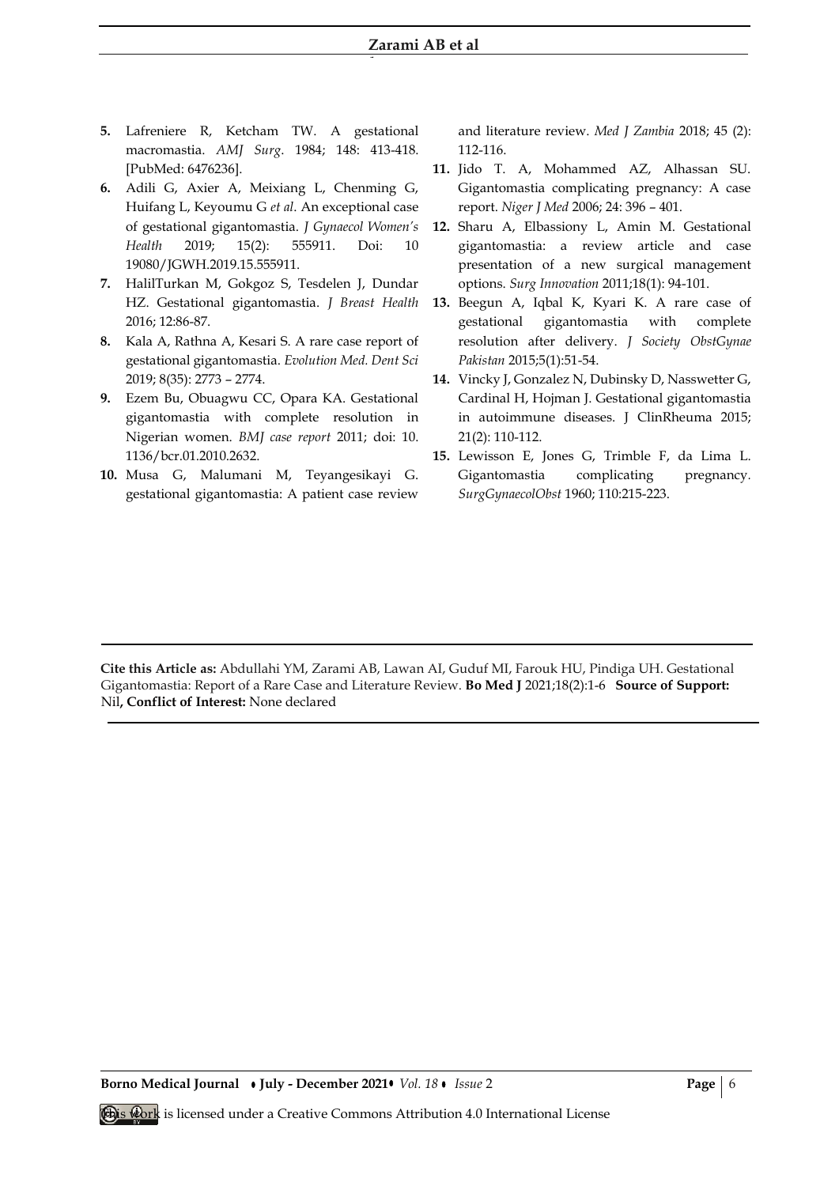5. Lafreniere R, Ketcham TW. A gestational macromastia. *AMJ Surg*. 1984; 148: 413-418. [PubMed: 6476236].
6. Adili G, Axier A, Meixiang L, Chenming G, Huifang L, Keyoumu G *et al*. An exceptional case of gestational gigantomastia. *J Gynaecol Women's Health* 2019; 15(2): 555911. Doi: 10 19080/JGWH.2019.15.555911.
7. HalilTurkan M, Gokgoz S, Tesdelen J, Dundar HZ. Gestational gigantomastia. *J Breast Health* 2016; 12:86-87.
8. Kala A, Rathna A, Kesari S. A rare case report of gestational gigantomastia. *Evolution Med. Dent Sci* 2019; 8(35): 2773 – 2774.
9. Ezem Bu, Obuagwu CC, Opara KA. Gestational gigantomastia with complete resolution in Nigerian women. *BMJ case report* 2011; doi: 10. 1136/bcr.01.2010.2632.
10. Musa G, Malumani M, Teyangesikayi G. gestational gigantomastia: A patient case review and literature review. *Med J Zambia* 2018; 45 (2): 112-116.
11. Jido T. A, Mohammed AZ, Alhassan SU. Gigantomastia complicating pregnancy: A case report. *Niger J Med* 2006; 24: 396 – 401.
12. Sharu A, Elbassiony L, Amin M. Gestational gigantomastia: a review article and case presentation of a new surgical management options. *Surg Innovation* 2011;18(1): 94-101.
13. Beegun A, Iqbal K, Kyari K. A rare case of gestational gigantomastia with complete resolution after delivery. *J Society ObstGynae Pakistan* 2015;5(1):51-54.
14. Vincky J, Gonzalez N, Dubinsky D, Nasswetter G, Cardinal H, Hojman J. Gestational gigantomastia in autoimmune diseases. J ClinRheuma 2015; 21(2): 110-112.
15. Lewisson E, Jones G, Trimble F, da Lima L. Gigantomastia complicating pregnancy. *SurgGynaecolObst* 1960; 110:215-223.

**Cite this Article as:** Abdullahi YM, Zarami AB, Lawan AI, Guduf MI, Farouk HU, Pindiga UH. Gestational Gigantomastia: Report of a Rare Case and Literature Review. **Bo Med J** 2021;18(2):1-6 **Source of Support:** Nil**, Conflict of Interest:** None declared

This work is licensed under a Creative Commons Attribution 4.0 International License